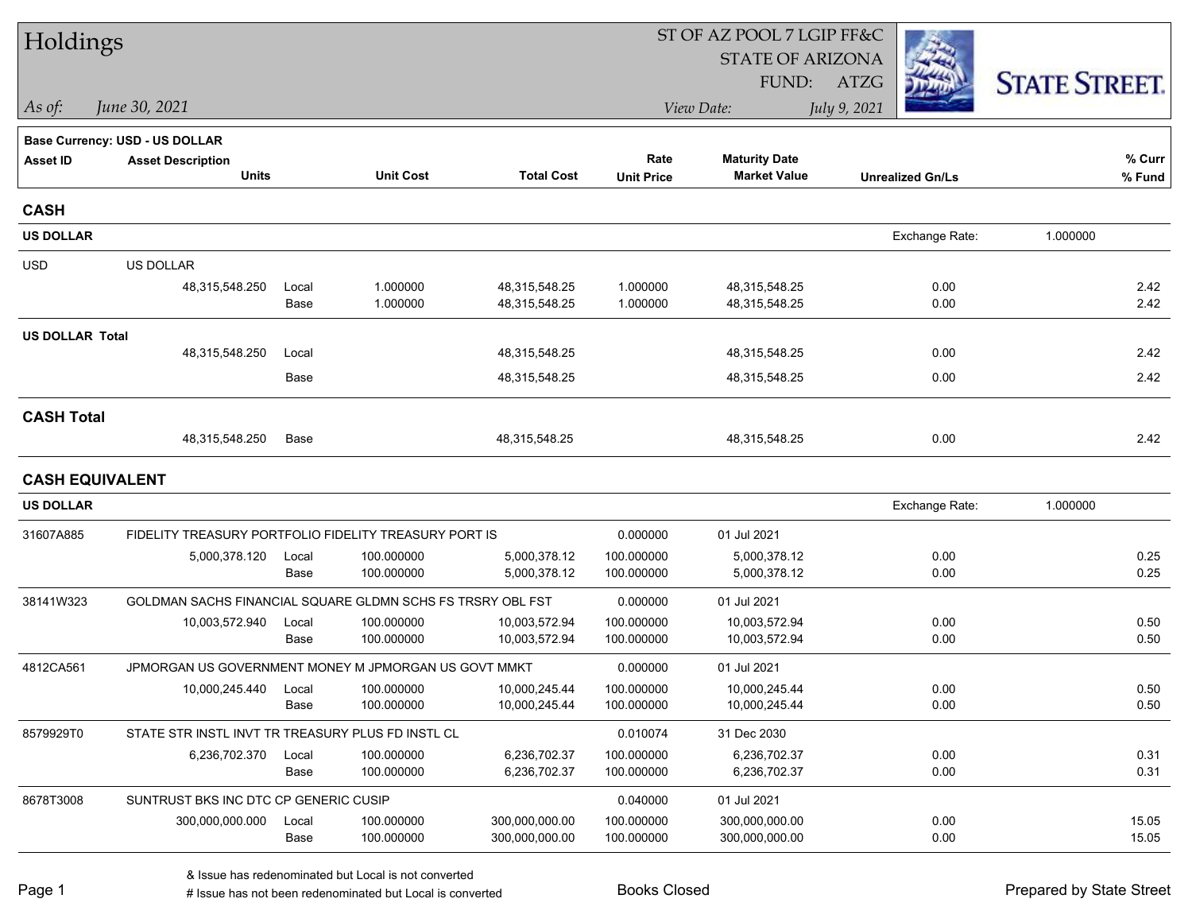# Holdings

*As of:* *June 30, 2021*

ST OF AZ POOL 7 LGIP FF&C
STATE OF ARIZONA
FUND: ATZG

*View Date:* *July 9, 2021*

STATE STREET

**Base Currency: USD - US DOLLAR**

| Asset ID | Asset Description / Units | | Unit Cost | Total Cost | Rate / Unit Price | Maturity Date / Market Value | Unrealized Gn/Ls | % Curr / % Fund |
|---|---|---|---|---|---|---|---|---|

## CASH

**US DOLLAR** — Exchange Rate: 1.000000

| Asset ID | Asset Description / Units | | Unit Cost | Total Cost | Rate / Unit Price | Maturity Date / Market Value | Unrealized Gn/Ls | % Curr / % Fund |
|---|---|---|---|---|---|---|---|---|
| USD | US DOLLAR | | | | | | | |
| | 48,315,548.250 | Local | 1.000000 | 48,315,548.25 | 1.000000 | 48,315,548.25 | 0.00 | 2.42 |
| | | Base | 1.000000 | 48,315,548.25 | 1.000000 | 48,315,548.25 | 0.00 | 2.42 |
| **US DOLLAR Total** | | | | | | | | |
| | 48,315,548.250 | Local | | 48,315,548.25 | | 48,315,548.25 | 0.00 | 2.42 |
| | | Base | | 48,315,548.25 | | 48,315,548.25 | 0.00 | 2.42 |

**CASH Total**

| | Units | | | Total Cost | | Market Value | Unrealized Gn/Ls | % Fund |
|---|---|---|---|---|---|---|---|---|
| | 48,315,548.250 | Base | | 48,315,548.25 | | 48,315,548.25 | 0.00 | 2.42 |

## CASH EQUIVALENT

**US DOLLAR** — Exchange Rate: 1.000000

| Asset ID | Asset Description / Units | | Unit Cost | Total Cost | Rate / Unit Price | Maturity Date / Market Value | Unrealized Gn/Ls | % Curr / % Fund |
|---|---|---|---|---|---|---|---|---|
| 31607A885 | FIDELITY TREASURY PORTFOLIO FIDELITY TREASURY PORT IS | | | | 0.000000 | 01 Jul 2021 | | |
| | 5,000,378.120 | Local | 100.000000 | 5,000,378.12 | 100.000000 | 5,000,378.12 | 0.00 | 0.25 |
| | | Base | 100.000000 | 5,000,378.12 | 100.000000 | 5,000,378.12 | 0.00 | 0.25 |
| 38141W323 | GOLDMAN SACHS FINANCIAL SQUARE GLDMN SCHS FS TRSRY OBL FST | | | | 0.000000 | 01 Jul 2021 | | |
| | 10,003,572.940 | Local | 100.000000 | 10,003,572.94 | 100.000000 | 10,003,572.94 | 0.00 | 0.50 |
| | | Base | 100.000000 | 10,003,572.94 | 100.000000 | 10,003,572.94 | 0.00 | 0.50 |
| 4812CA561 | JPMORGAN US GOVERNMENT MONEY M JPMORGAN US GOVT MMKT | | | | 0.000000 | 01 Jul 2021 | | |
| | 10,000,245.440 | Local | 100.000000 | 10,000,245.44 | 100.000000 | 10,000,245.44 | 0.00 | 0.50 |
| | | Base | 100.000000 | 10,000,245.44 | 100.000000 | 10,000,245.44 | 0.00 | 0.50 |
| 8579929T0 | STATE STR INSTL INVT TR TREASURY PLUS FD INSTL CL | | | | 0.010074 | 31 Dec 2030 | | |
| | 6,236,702.370 | Local | 100.000000 | 6,236,702.37 | 100.000000 | 6,236,702.37 | 0.00 | 0.31 |
| | | Base | 100.000000 | 6,236,702.37 | 100.000000 | 6,236,702.37 | 0.00 | 0.31 |
| 8678T3008 | SUNTRUST BKS INC DTC CP GENERIC CUSIP | | | | 0.040000 | 01 Jul 2021 | | |
| | 300,000,000.000 | Local | 100.000000 | 300,000,000.00 | 100.000000 | 300,000,000.00 | 0.00 | 15.05 |
| | | Base | 100.000000 | 300,000,000.00 | 100.000000 | 300,000,000.00 | 0.00 | 15.05 |

& Issue has redenominated but Local is not converted
# Issue has not been redenominated but Local is converted

Books Closed

Prepared by State Street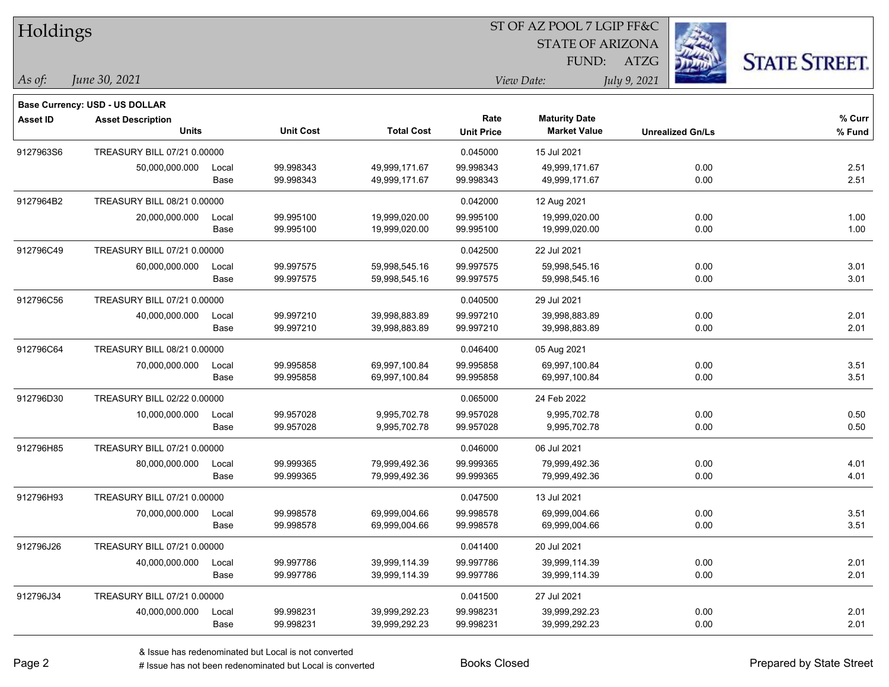# Holdings

ST OF AZ POOL 7 LGIP FF&C
STATE OF ARIZONA
FUND: ATZG

*As of:* *June 30, 2021*

*View Date:* *July 9, 2021*

**Base Currency: USD - US DOLLAR**

| Asset ID | Asset Description / Units | | Unit Cost | Total Cost | Rate / Unit Price | Maturity Date / Market Value | Unrealized Gn/Ls | % Curr / % Fund |
|---|---|---|---|---|---|---|---|---|
| 9127963S6 | TREASURY BILL 07/21 0.00000 | | | | 0.045000 | 15 Jul 2021 | | |
| | 50,000,000.000 | Local | 99.998343 | 49,999,171.67 | 99.998343 | 49,999,171.67 | 0.00 | 2.51 |
| | | Base | 99.998343 | 49,999,171.67 | 99.998343 | 49,999,171.67 | 0.00 | 2.51 |
| 9127964B2 | TREASURY BILL 08/21 0.00000 | | | | 0.042000 | 12 Aug 2021 | | |
| | 20,000,000.000 | Local | 99.995100 | 19,999,020.00 | 99.995100 | 19,999,020.00 | 0.00 | 1.00 |
| | | Base | 99.995100 | 19,999,020.00 | 99.995100 | 19,999,020.00 | 0.00 | 1.00 |
| 912796C49 | TREASURY BILL 07/21 0.00000 | | | | 0.042500 | 22 Jul 2021 | | |
| | 60,000,000.000 | Local | 99.997575 | 59,998,545.16 | 99.997575 | 59,998,545.16 | 0.00 | 3.01 |
| | | Base | 99.997575 | 59,998,545.16 | 99.997575 | 59,998,545.16 | 0.00 | 3.01 |
| 912796C56 | TREASURY BILL 07/21 0.00000 | | | | 0.040500 | 29 Jul 2021 | | |
| | 40,000,000.000 | Local | 99.997210 | 39,998,883.89 | 99.997210 | 39,998,883.89 | 0.00 | 2.01 |
| | | Base | 99.997210 | 39,998,883.89 | 99.997210 | 39,998,883.89 | 0.00 | 2.01 |
| 912796C64 | TREASURY BILL 08/21 0.00000 | | | | 0.046400 | 05 Aug 2021 | | |
| | 70,000,000.000 | Local | 99.995858 | 69,997,100.84 | 99.995858 | 69,997,100.84 | 0.00 | 3.51 |
| | | Base | 99.995858 | 69,997,100.84 | 99.995858 | 69,997,100.84 | 0.00 | 3.51 |
| 912796D30 | TREASURY BILL 02/22 0.00000 | | | | 0.065000 | 24 Feb 2022 | | |
| | 10,000,000.000 | Local | 99.957028 | 9,995,702.78 | 99.957028 | 9,995,702.78 | 0.00 | 0.50 |
| | | Base | 99.957028 | 9,995,702.78 | 99.957028 | 9,995,702.78 | 0.00 | 0.50 |
| 912796H85 | TREASURY BILL 07/21 0.00000 | | | | 0.046000 | 06 Jul 2021 | | |
| | 80,000,000.000 | Local | 99.999365 | 79,999,492.36 | 99.999365 | 79,999,492.36 | 0.00 | 4.01 |
| | | Base | 99.999365 | 79,999,492.36 | 99.999365 | 79,999,492.36 | 0.00 | 4.01 |
| 912796H93 | TREASURY BILL 07/21 0.00000 | | | | 0.047500 | 13 Jul 2021 | | |
| | 70,000,000.000 | Local | 99.998578 | 69,999,004.66 | 99.998578 | 69,999,004.66 | 0.00 | 3.51 |
| | | Base | 99.998578 | 69,999,004.66 | 99.998578 | 69,999,004.66 | 0.00 | 3.51 |
| 912796J26 | TREASURY BILL 07/21 0.00000 | | | | 0.041400 | 20 Jul 2021 | | |
| | 40,000,000.000 | Local | 99.997786 | 39,999,114.39 | 99.997786 | 39,999,114.39 | 0.00 | 2.01 |
| | | Base | 99.997786 | 39,999,114.39 | 99.997786 | 39,999,114.39 | 0.00 | 2.01 |
| 912796J34 | TREASURY BILL 07/21 0.00000 | | | | 0.041500 | 27 Jul 2021 | | |
| | 40,000,000.000 | Local | 99.998231 | 39,999,292.23 | 99.998231 | 39,999,292.23 | 0.00 | 2.01 |
| | | Base | 99.998231 | 39,999,292.23 | 99.998231 | 39,999,292.23 | 0.00 | 2.01 |

& Issue has redenominated but Local is not converted
# Issue has not been redenominated but Local is converted

Books Closed

Prepared by State Street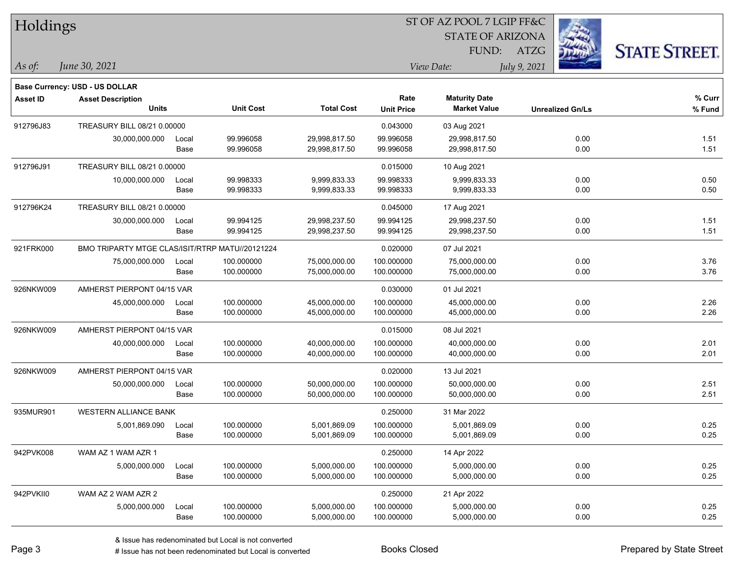# Holdings

ST OF AZ POOL 7 LGIP FF&C
STATE OF ARIZONA
FUND: ATZG

*As of:* *June 30, 2021*

*View Date:* *July 9, 2021*

**Base Currency: USD - US DOLLAR**

| Asset ID | Asset Description / Units | | Unit Cost | Total Cost | Rate / Unit Price | Maturity Date / Market Value | Unrealized Gn/Ls | % Curr / % Fund |
|---|---|---|---|---|---|---|---|---|
| 912796J83 | TREASURY BILL 08/21 0.00000 | | | | 0.043000 | 03 Aug 2021 | | |
| | 30,000,000.000 | Local | 99.996058 | 29,998,817.50 | 99.996058 | 29,998,817.50 | 0.00 | 1.51 |
| | | Base | 99.996058 | 29,998,817.50 | 99.996058 | 29,998,817.50 | 0.00 | 1.51 |
| 912796J91 | TREASURY BILL 08/21 0.00000 | | | | 0.015000 | 10 Aug 2021 | | |
| | 10,000,000.000 | Local | 99.998333 | 9,999,833.33 | 99.998333 | 9,999,833.33 | 0.00 | 0.50 |
| | | Base | 99.998333 | 9,999,833.33 | 99.998333 | 9,999,833.33 | 0.00 | 0.50 |
| 912796K24 | TREASURY BILL 08/21 0.00000 | | | | 0.045000 | 17 Aug 2021 | | |
| | 30,000,000.000 | Local | 99.994125 | 29,998,237.50 | 99.994125 | 29,998,237.50 | 0.00 | 1.51 |
| | | Base | 99.994125 | 29,998,237.50 | 99.994125 | 29,998,237.50 | 0.00 | 1.51 |
| 921FRK000 | BMO TRIPARTY MTGE CLAS/ISIT/RTRP MATU//20121224 | | | | 0.020000 | 07 Jul 2021 | | |
| | 75,000,000.000 | Local | 100.000000 | 75,000,000.00 | 100.000000 | 75,000,000.00 | 0.00 | 3.76 |
| | | Base | 100.000000 | 75,000,000.00 | 100.000000 | 75,000,000.00 | 0.00 | 3.76 |
| 926NKW009 | AMHERST PIERPONT 04/15 VAR | | | | 0.030000 | 01 Jul 2021 | | |
| | 45,000,000.000 | Local | 100.000000 | 45,000,000.00 | 100.000000 | 45,000,000.00 | 0.00 | 2.26 |
| | | Base | 100.000000 | 45,000,000.00 | 100.000000 | 45,000,000.00 | 0.00 | 2.26 |
| 926NKW009 | AMHERST PIERPONT 04/15 VAR | | | | 0.015000 | 08 Jul 2021 | | |
| | 40,000,000.000 | Local | 100.000000 | 40,000,000.00 | 100.000000 | 40,000,000.00 | 0.00 | 2.01 |
| | | Base | 100.000000 | 40,000,000.00 | 100.000000 | 40,000,000.00 | 0.00 | 2.01 |
| 926NKW009 | AMHERST PIERPONT 04/15 VAR | | | | 0.020000 | 13 Jul 2021 | | |
| | 50,000,000.000 | Local | 100.000000 | 50,000,000.00 | 100.000000 | 50,000,000.00 | 0.00 | 2.51 |
| | | Base | 100.000000 | 50,000,000.00 | 100.000000 | 50,000,000.00 | 0.00 | 2.51 |
| 935MUR901 | WESTERN ALLIANCE BANK | | | | 0.250000 | 31 Mar 2022 | | |
| | 5,001,869.090 | Local | 100.000000 | 5,001,869.09 | 100.000000 | 5,001,869.09 | 0.00 | 0.25 |
| | | Base | 100.000000 | 5,001,869.09 | 100.000000 | 5,001,869.09 | 0.00 | 0.25 |
| 942PVK008 | WAM AZ 1 WAM AZR 1 | | | | 0.250000 | 14 Apr 2022 | | |
| | 5,000,000.000 | Local | 100.000000 | 5,000,000.00 | 100.000000 | 5,000,000.00 | 0.00 | 0.25 |
| | | Base | 100.000000 | 5,000,000.00 | 100.000000 | 5,000,000.00 | 0.00 | 0.25 |
| 942PVKII0 | WAM AZ 2 WAM AZR 2 | | | | 0.250000 | 21 Apr 2022 | | |
| | 5,000,000.000 | Local | 100.000000 | 5,000,000.00 | 100.000000 | 5,000,000.00 | 0.00 | 0.25 |
| | | Base | 100.000000 | 5,000,000.00 | 100.000000 | 5,000,000.00 | 0.00 | 0.25 |

& Issue has redenominated but Local is not converted
# Issue has not been redenominated but Local is converted

Books Closed

Prepared by State Street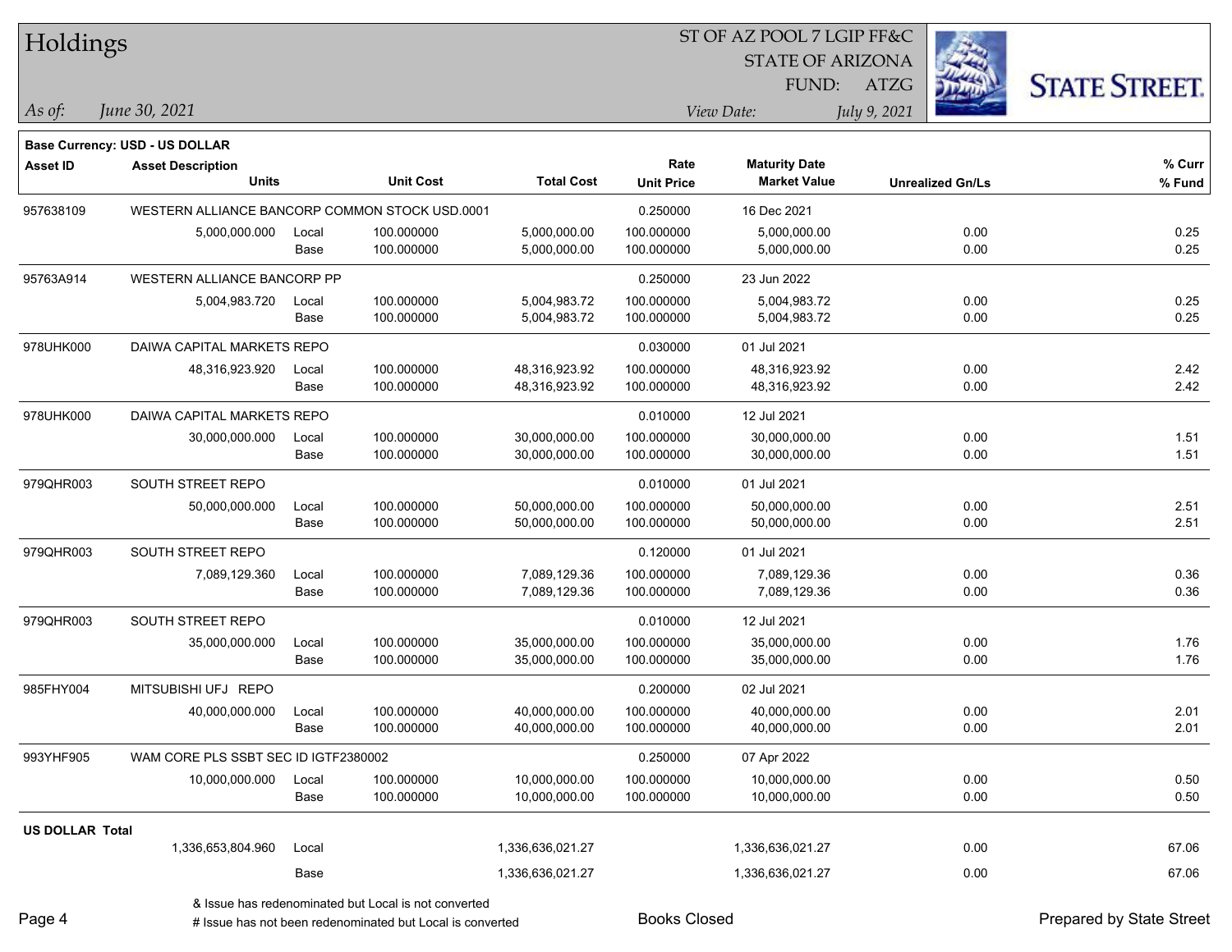# Holdings

ST OF AZ POOL 7 LGIP FF&C
STATE OF ARIZONA
FUND: ATZG

*As of:* *June 30, 2021*

*View Date:* *July 9, 2021*

**Base Currency: USD - US DOLLAR**

| Asset ID | Asset Description / Units | | Unit Cost | Total Cost | Rate / Unit Price | Maturity Date / Market Value | Unrealized Gn/Ls | % Curr / % Fund |
|---|---|---|---|---|---|---|---|---|
| 957638109 | WESTERN ALLIANCE BANCORP COMMON STOCK USD.0001 | | | | 0.250000 | 16 Dec 2021 | | |
| | 5,000,000.000 | Local | 100.000000 | 5,000,000.00 | 100.000000 | 5,000,000.00 | 0.00 | 0.25 |
| | | Base | 100.000000 | 5,000,000.00 | 100.000000 | 5,000,000.00 | 0.00 | 0.25 |
| 95763A914 | WESTERN ALLIANCE BANCORP PP | | | | 0.250000 | 23 Jun 2022 | | |
| | 5,004,983.720 | Local | 100.000000 | 5,004,983.72 | 100.000000 | 5,004,983.72 | 0.00 | 0.25 |
| | | Base | 100.000000 | 5,004,983.72 | 100.000000 | 5,004,983.72 | 0.00 | 0.25 |
| 978UHK000 | DAIWA CAPITAL MARKETS REPO | | | | 0.030000 | 01 Jul 2021 | | |
| | 48,316,923.920 | Local | 100.000000 | 48,316,923.92 | 100.000000 | 48,316,923.92 | 0.00 | 2.42 |
| | | Base | 100.000000 | 48,316,923.92 | 100.000000 | 48,316,923.92 | 0.00 | 2.42 |
| 978UHK000 | DAIWA CAPITAL MARKETS REPO | | | | 0.010000 | 12 Jul 2021 | | |
| | 30,000,000.000 | Local | 100.000000 | 30,000,000.00 | 100.000000 | 30,000,000.00 | 0.00 | 1.51 |
| | | Base | 100.000000 | 30,000,000.00 | 100.000000 | 30,000,000.00 | 0.00 | 1.51 |
| 979QHR003 | SOUTH STREET REPO | | | | 0.010000 | 01 Jul 2021 | | |
| | 50,000,000.000 | Local | 100.000000 | 50,000,000.00 | 100.000000 | 50,000,000.00 | 0.00 | 2.51 |
| | | Base | 100.000000 | 50,000,000.00 | 100.000000 | 50,000,000.00 | 0.00 | 2.51 |
| 979QHR003 | SOUTH STREET REPO | | | | 0.120000 | 01 Jul 2021 | | |
| | 7,089,129.360 | Local | 100.000000 | 7,089,129.36 | 100.000000 | 7,089,129.36 | 0.00 | 0.36 |
| | | Base | 100.000000 | 7,089,129.36 | 100.000000 | 7,089,129.36 | 0.00 | 0.36 |
| 979QHR003 | SOUTH STREET REPO | | | | 0.010000 | 12 Jul 2021 | | |
| | 35,000,000.000 | Local | 100.000000 | 35,000,000.00 | 100.000000 | 35,000,000.00 | 0.00 | 1.76 |
| | | Base | 100.000000 | 35,000,000.00 | 100.000000 | 35,000,000.00 | 0.00 | 1.76 |
| 985FHY004 | MITSUBISHI UFJ REPO | | | | 0.200000 | 02 Jul 2021 | | |
| | 40,000,000.000 | Local | 100.000000 | 40,000,000.00 | 100.000000 | 40,000,000.00 | 0.00 | 2.01 |
| | | Base | 100.000000 | 40,000,000.00 | 100.000000 | 40,000,000.00 | 0.00 | 2.01 |
| 993YHF905 | WAM CORE PLS SSBT SEC ID IGTF2380002 | | | | 0.250000 | 07 Apr 2022 | | |
| | 10,000,000.000 | Local | 100.000000 | 10,000,000.00 | 100.000000 | 10,000,000.00 | 0.00 | 0.50 |
| | | Base | 100.000000 | 10,000,000.00 | 100.000000 | 10,000,000.00 | 0.00 | 0.50 |
| **US DOLLAR Total** | | | | | | | | |
| | 1,336,653,804.960 | Local | | 1,336,636,021.27 | | 1,336,636,021.27 | 0.00 | 67.06 |
| | | Base | | 1,336,636,021.27 | | 1,336,636,021.27 | 0.00 | 67.06 |

& Issue has redenominated but Local is not converted

# Issue has not been redenominated but Local is converted

Books Closed

Prepared by State Street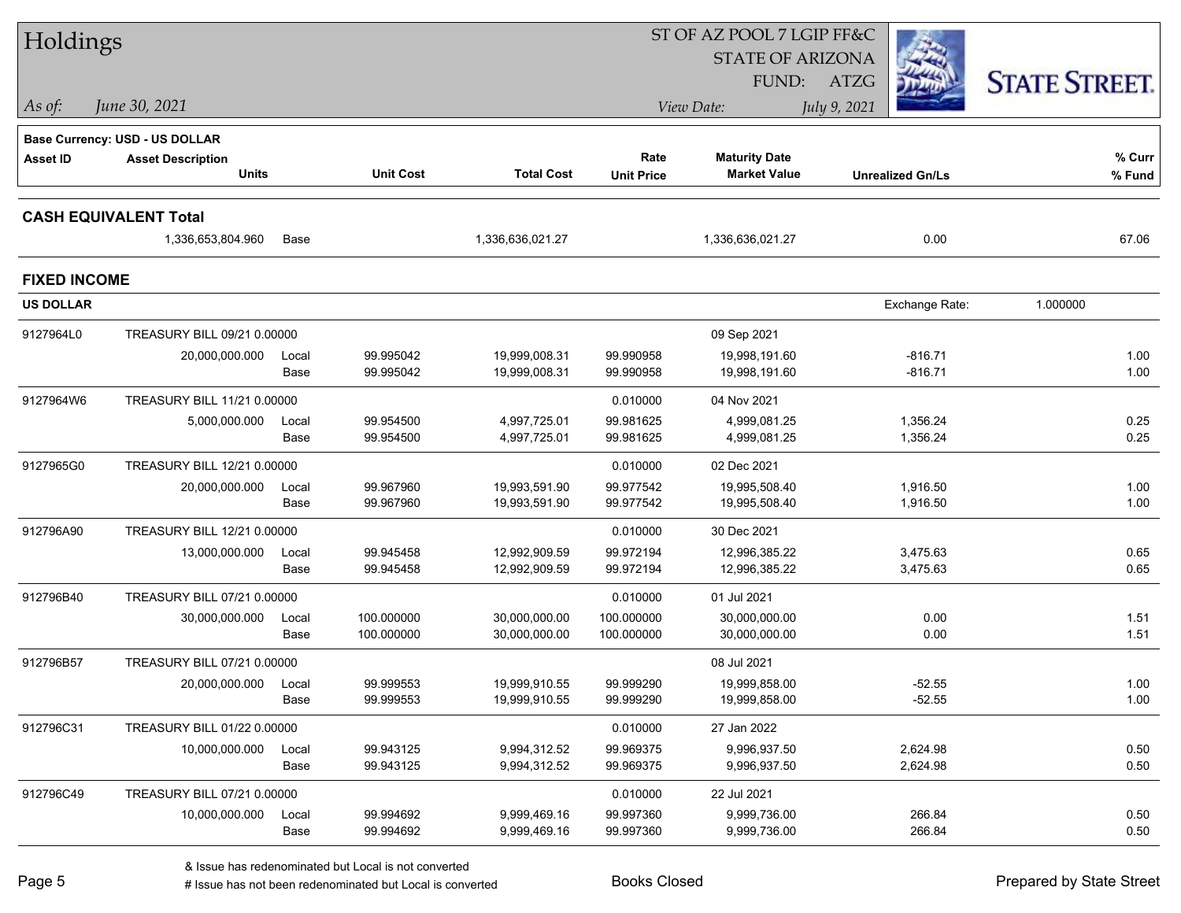# Holdings

ST OF AZ POOL 7 LGIP FF&C
STATE OF ARIZONA
FUND: ATZG

*As of:* *June 30, 2021*

*View Date:* *July 9, 2021*

STATE STREET.

**Base Currency: USD - US DOLLAR**

| Asset ID | Asset Description / Units | | Unit Cost | Total Cost | Rate / Unit Price | Maturity Date / Market Value | Unrealized Gn/Ls | % Curr / % Fund |
|---|---|---|---|---|---|---|---|---|
| **CASH EQUIVALENT Total** | | | | | | | | |
| | 1,336,653,804.960 | Base | | 1,336,636,021.27 | | 1,336,636,021.27 | 0.00 | 67.06 |
| **FIXED INCOME** | | | | | | | | |
| **US DOLLAR** | | | | | | | Exchange Rate: 1.000000 | |
| 9127964L0 | TREASURY BILL 09/21 0.00000 | | | | | 09 Sep 2021 | | |
| | 20,000,000.000 | Local | 99.995042 | 19,999,008.31 | 99.990958 | 19,998,191.60 | -816.71 | 1.00 |
| | | Base | 99.995042 | 19,999,008.31 | 99.990958 | 19,998,191.60 | -816.71 | 1.00 |
| 9127964W6 | TREASURY BILL 11/21 0.00000 | | | | 0.010000 | 04 Nov 2021 | | |
| | 5,000,000.000 | Local | 99.954500 | 4,997,725.01 | 99.981625 | 4,999,081.25 | 1,356.24 | 0.25 |
| | | Base | 99.954500 | 4,997,725.01 | 99.981625 | 4,999,081.25 | 1,356.24 | 0.25 |
| 9127965G0 | TREASURY BILL 12/21 0.00000 | | | | 0.010000 | 02 Dec 2021 | | |
| | 20,000,000.000 | Local | 99.967960 | 19,993,591.90 | 99.977542 | 19,995,508.40 | 1,916.50 | 1.00 |
| | | Base | 99.967960 | 19,993,591.90 | 99.977542 | 19,995,508.40 | 1,916.50 | 1.00 |
| 912796A90 | TREASURY BILL 12/21 0.00000 | | | | 0.010000 | 30 Dec 2021 | | |
| | 13,000,000.000 | Local | 99.945458 | 12,992,909.59 | 99.972194 | 12,996,385.22 | 3,475.63 | 0.65 |
| | | Base | 99.945458 | 12,992,909.59 | 99.972194 | 12,996,385.22 | 3,475.63 | 0.65 |
| 912796B40 | TREASURY BILL 07/21 0.00000 | | | | 0.010000 | 01 Jul 2021 | | |
| | 30,000,000.000 | Local | 100.000000 | 30,000,000.00 | 100.000000 | 30,000,000.00 | 0.00 | 1.51 |
| | | Base | 100.000000 | 30,000,000.00 | 100.000000 | 30,000,000.00 | 0.00 | 1.51 |
| 912796B57 | TREASURY BILL 07/21 0.00000 | | | | | 08 Jul 2021 | | |
| | 20,000,000.000 | Local | 99.999553 | 19,999,910.55 | 99.999290 | 19,999,858.00 | -52.55 | 1.00 |
| | | Base | 99.999553 | 19,999,910.55 | 99.999290 | 19,999,858.00 | -52.55 | 1.00 |
| 912796C31 | TREASURY BILL 01/22 0.00000 | | | | 0.010000 | 27 Jan 2022 | | |
| | 10,000,000.000 | Local | 99.943125 | 9,994,312.52 | 99.969375 | 9,996,937.50 | 2,624.98 | 0.50 |
| | | Base | 99.943125 | 9,994,312.52 | 99.969375 | 9,996,937.50 | 2,624.98 | 0.50 |
| 912796C49 | TREASURY BILL 07/21 0.00000 | | | | 0.010000 | 22 Jul 2021 | | |
| | 10,000,000.000 | Local | 99.994692 | 9,999,469.16 | 99.997360 | 9,999,736.00 | 266.84 | 0.50 |
| | | Base | 99.994692 | 9,999,469.16 | 99.997360 | 9,999,736.00 | 266.84 | 0.50 |

& Issue has redenominated but Local is not converted
# Issue has not been redenominated but Local is converted

Books Closed

Prepared by State Street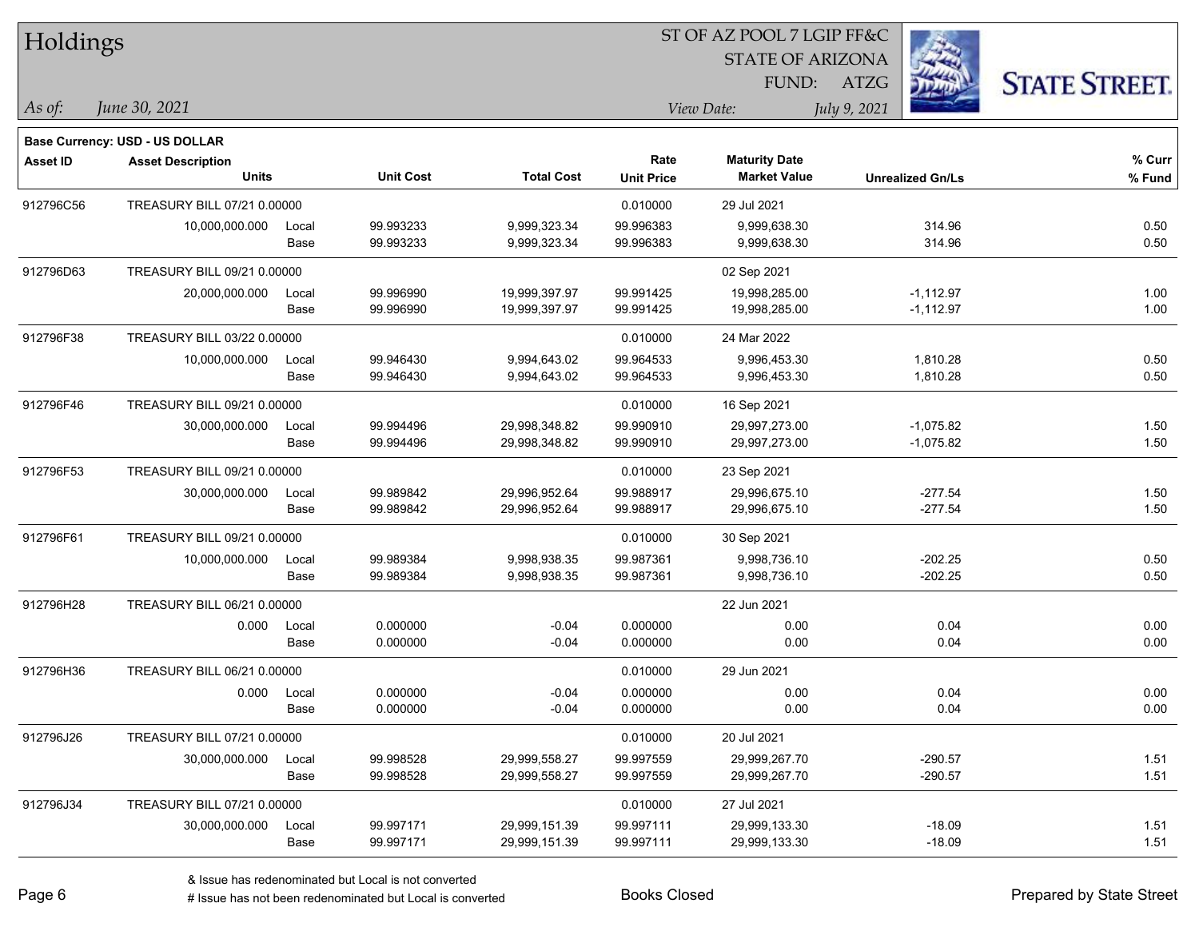# Holdings

ST OF AZ POOL 7 LGIP FF&C
STATE OF ARIZONA
FUND: ATZG

*As of:* *June 30, 2021*

*View Date:* *July 9, 2021*

**Base Currency: USD - US DOLLAR**

| Asset ID | Asset Description / Units | | Unit Cost | Total Cost | Rate / Unit Price | Maturity Date / Market Value | Unrealized Gn/Ls | % Curr / % Fund |
|---|---|---|---|---|---|---|---|---|
| 912796C56 | TREASURY BILL 07/21 0.00000 | | | | 0.010000 | 29 Jul 2021 | | |
| | 10,000,000.000 | Local | 99.993233 | 9,999,323.34 | 99.996383 | 9,999,638.30 | 314.96 | 0.50 |
| | | Base | 99.993233 | 9,999,323.34 | 99.996383 | 9,999,638.30 | 314.96 | 0.50 |
| 912796D63 | TREASURY BILL 09/21 0.00000 | | | | | 02 Sep 2021 | | |
| | 20,000,000.000 | Local | 99.996990 | 19,999,397.97 | 99.991425 | 19,998,285.00 | -1,112.97 | 1.00 |
| | | Base | 99.996990 | 19,999,397.97 | 99.991425 | 19,998,285.00 | -1,112.97 | 1.00 |
| 912796F38 | TREASURY BILL 03/22 0.00000 | | | | 0.010000 | 24 Mar 2022 | | |
| | 10,000,000.000 | Local | 99.946430 | 9,994,643.02 | 99.964533 | 9,996,453.30 | 1,810.28 | 0.50 |
| | | Base | 99.946430 | 9,994,643.02 | 99.964533 | 9,996,453.30 | 1,810.28 | 0.50 |
| 912796F46 | TREASURY BILL 09/21 0.00000 | | | | 0.010000 | 16 Sep 2021 | | |
| | 30,000,000.000 | Local | 99.994496 | 29,998,348.82 | 99.990910 | 29,997,273.00 | -1,075.82 | 1.50 |
| | | Base | 99.994496 | 29,998,348.82 | 99.990910 | 29,997,273.00 | -1,075.82 | 1.50 |
| 912796F53 | TREASURY BILL 09/21 0.00000 | | | | 0.010000 | 23 Sep 2021 | | |
| | 30,000,000.000 | Local | 99.989842 | 29,996,952.64 | 99.988917 | 29,996,675.10 | -277.54 | 1.50 |
| | | Base | 99.989842 | 29,996,952.64 | 99.988917 | 29,996,675.10 | -277.54 | 1.50 |
| 912796F61 | TREASURY BILL 09/21 0.00000 | | | | 0.010000 | 30 Sep 2021 | | |
| | 10,000,000.000 | Local | 99.989384 | 9,998,938.35 | 99.987361 | 9,998,736.10 | -202.25 | 0.50 |
| | | Base | 99.989384 | 9,998,938.35 | 99.987361 | 9,998,736.10 | -202.25 | 0.50 |
| 912796H28 | TREASURY BILL 06/21 0.00000 | | | | | 22 Jun 2021 | | |
| | 0.000 | Local | 0.000000 | -0.04 | 0.000000 | 0.00 | 0.04 | 0.00 |
| | | Base | 0.000000 | -0.04 | 0.000000 | 0.00 | 0.04 | 0.00 |
| 912796H36 | TREASURY BILL 06/21 0.00000 | | | | 0.010000 | 29 Jun 2021 | | |
| | 0.000 | Local | 0.000000 | -0.04 | 0.000000 | 0.00 | 0.04 | 0.00 |
| | | Base | 0.000000 | -0.04 | 0.000000 | 0.00 | 0.04 | 0.00 |
| 912796J26 | TREASURY BILL 07/21 0.00000 | | | | 0.010000 | 20 Jul 2021 | | |
| | 30,000,000.000 | Local | 99.998528 | 29,999,558.27 | 99.997559 | 29,999,267.70 | -290.57 | 1.51 |
| | | Base | 99.998528 | 29,999,558.27 | 99.997559 | 29,999,267.70 | -290.57 | 1.51 |
| 912796J34 | TREASURY BILL 07/21 0.00000 | | | | 0.010000 | 27 Jul 2021 | | |
| | 30,000,000.000 | Local | 99.997171 | 29,999,151.39 | 99.997111 | 29,999,133.30 | -18.09 | 1.51 |
| | | Base | 99.997171 | 29,999,151.39 | 99.997111 | 29,999,133.30 | -18.09 | 1.51 |

& Issue has redenominated but Local is not converted
# Issue has not been redenominated but Local is converted

Books Closed

Prepared by State Street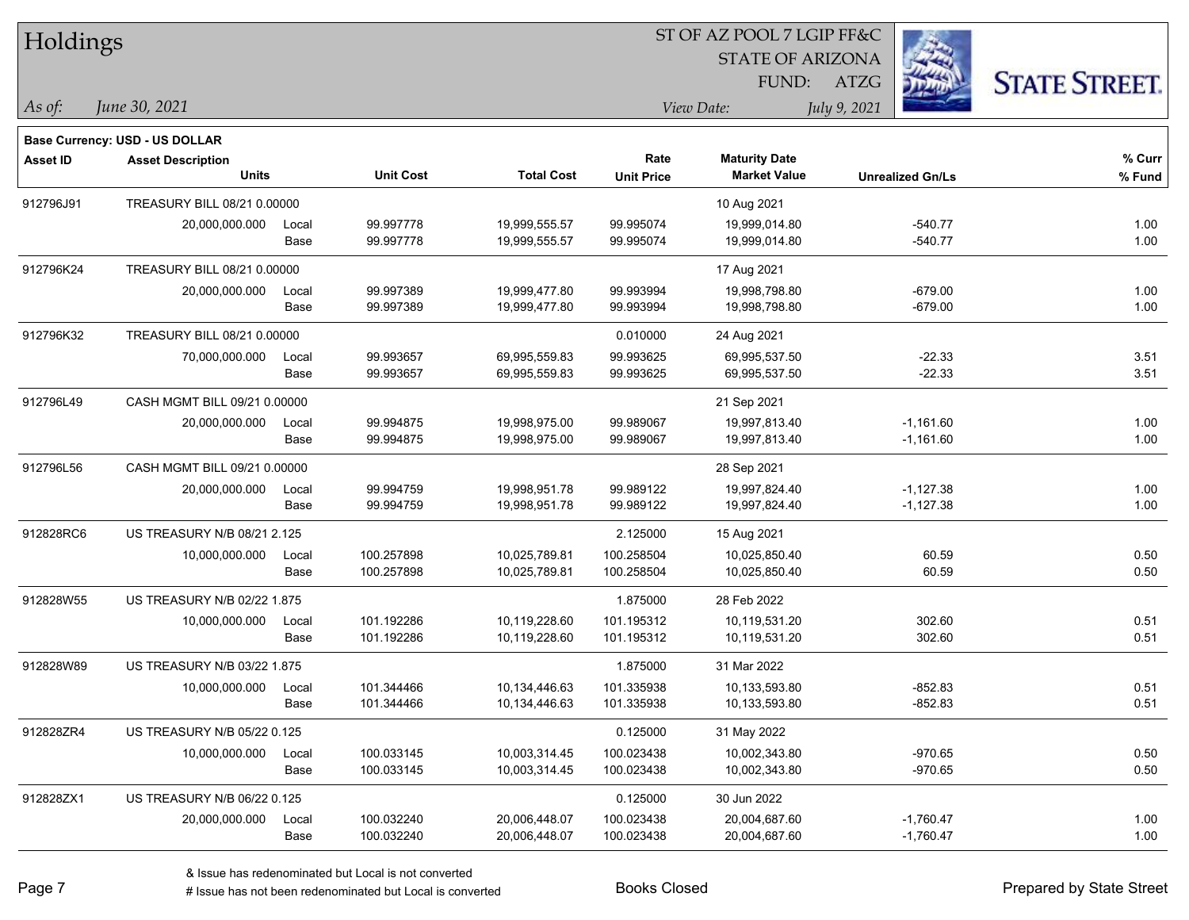# Holdings

ST OF AZ POOL 7 LGIP FF&C
STATE OF ARIZONA
FUND: ATZG

*As of:* *June 30, 2021*

*View Date:* *July 9, 2021*

**Base Currency: USD - US DOLLAR**

| Asset ID | Asset Description / Units | | Unit Cost | Total Cost | Rate / Unit Price | Maturity Date / Market Value | Unrealized Gn/Ls | % Curr / % Fund |
|---|---|---|---|---|---|---|---|---|
| 912796J91 | TREASURY BILL 08/21 0.00000 | | | | | 10 Aug 2021 | | |
| | 20,000,000.000 | Local | 99.997778 | 19,999,555.57 | 99.995074 | 19,999,014.80 | -540.77 | 1.00 |
| | | Base | 99.997778 | 19,999,555.57 | 99.995074 | 19,999,014.80 | -540.77 | 1.00 |
| 912796K24 | TREASURY BILL 08/21 0.00000 | | | | | 17 Aug 2021 | | |
| | 20,000,000.000 | Local | 99.997389 | 19,999,477.80 | 99.993994 | 19,998,798.80 | -679.00 | 1.00 |
| | | Base | 99.997389 | 19,999,477.80 | 99.993994 | 19,998,798.80 | -679.00 | 1.00 |
| 912796K32 | TREASURY BILL 08/21 0.00000 | | | | 0.010000 | 24 Aug 2021 | | |
| | 70,000,000.000 | Local | 99.993657 | 69,995,559.83 | 99.993625 | 69,995,537.50 | -22.33 | 3.51 |
| | | Base | 99.993657 | 69,995,559.83 | 99.993625 | 69,995,537.50 | -22.33 | 3.51 |
| 912796L49 | CASH MGMT BILL 09/21 0.00000 | | | | | 21 Sep 2021 | | |
| | 20,000,000.000 | Local | 99.994875 | 19,998,975.00 | 99.989067 | 19,997,813.40 | -1,161.60 | 1.00 |
| | | Base | 99.994875 | 19,998,975.00 | 99.989067 | 19,997,813.40 | -1,161.60 | 1.00 |
| 912796L56 | CASH MGMT BILL 09/21 0.00000 | | | | | 28 Sep 2021 | | |
| | 20,000,000.000 | Local | 99.994759 | 19,998,951.78 | 99.989122 | 19,997,824.40 | -1,127.38 | 1.00 |
| | | Base | 99.994759 | 19,998,951.78 | 99.989122 | 19,997,824.40 | -1,127.38 | 1.00 |
| 912828RC6 | US TREASURY N/B 08/21 2.125 | | | | 2.125000 | 15 Aug 2021 | | |
| | 10,000,000.000 | Local | 100.257898 | 10,025,789.81 | 100.258504 | 10,025,850.40 | 60.59 | 0.50 |
| | | Base | 100.257898 | 10,025,789.81 | 100.258504 | 10,025,850.40 | 60.59 | 0.50 |
| 912828W55 | US TREASURY N/B 02/22 1.875 | | | | 1.875000 | 28 Feb 2022 | | |
| | 10,000,000.000 | Local | 101.192286 | 10,119,228.60 | 101.195312 | 10,119,531.20 | 302.60 | 0.51 |
| | | Base | 101.192286 | 10,119,228.60 | 101.195312 | 10,119,531.20 | 302.60 | 0.51 |
| 912828W89 | US TREASURY N/B 03/22 1.875 | | | | 1.875000 | 31 Mar 2022 | | |
| | 10,000,000.000 | Local | 101.344466 | 10,134,446.63 | 101.335938 | 10,133,593.80 | -852.83 | 0.51 |
| | | Base | 101.344466 | 10,134,446.63 | 101.335938 | 10,133,593.80 | -852.83 | 0.51 |
| 912828ZR4 | US TREASURY N/B 05/22 0.125 | | | | 0.125000 | 31 May 2022 | | |
| | 10,000,000.000 | Local | 100.033145 | 10,003,314.45 | 100.023438 | 10,002,343.80 | -970.65 | 0.50 |
| | | Base | 100.033145 | 10,003,314.45 | 100.023438 | 10,002,343.80 | -970.65 | 0.50 |
| 912828ZX1 | US TREASURY N/B 06/22 0.125 | | | | 0.125000 | 30 Jun 2022 | | |
| | 20,000,000.000 | Local | 100.032240 | 20,006,448.07 | 100.023438 | 20,004,687.60 | -1,760.47 | 1.00 |
| | | Base | 100.032240 | 20,006,448.07 | 100.023438 | 20,004,687.60 | -1,760.47 | 1.00 |

& Issue has redenominated but Local is not converted
# Issue has not been redenominated but Local is converted

Books Closed

Prepared by State Street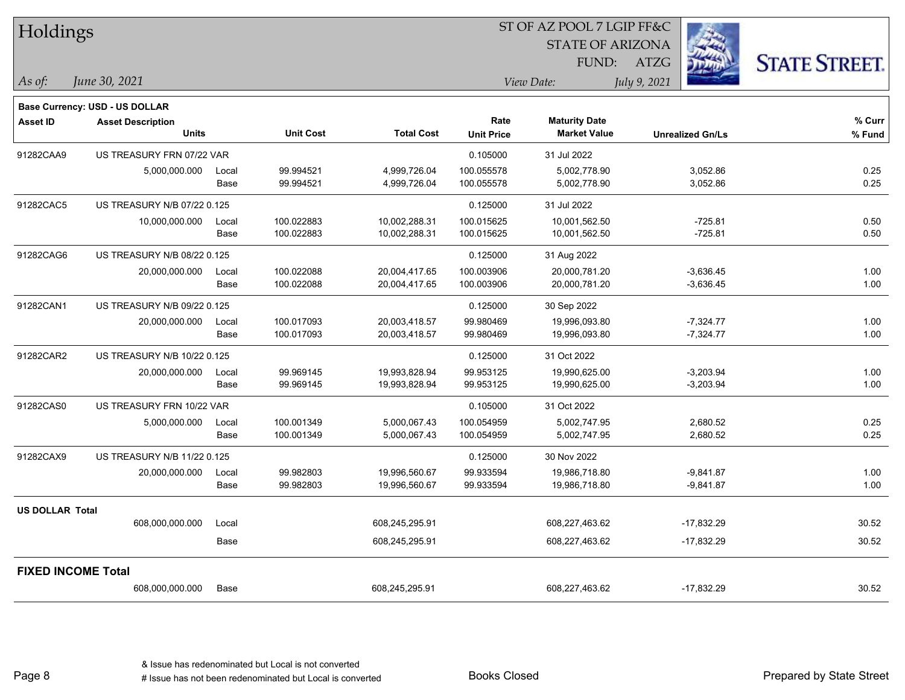# Holdings

ST OF AZ POOL 7 LGIP FF&C
STATE OF ARIZONA
FUND: ATZG

*As of:* *June 30, 2021*

*View Date:* *July 9, 2021*

**Base Currency: USD - US DOLLAR**

| Asset ID | Asset Description / Units | | Unit Cost | Total Cost | Rate / Unit Price | Maturity Date / Market Value | Unrealized Gn/Ls | % Curr / % Fund |
|---|---|---|---|---|---|---|---|---|
| 91282CAA9 | US TREASURY FRN 07/22 VAR | | | | 0.105000 | 31 Jul 2022 | | |
| | 5,000,000.000 | Local | 99.994521 | 4,999,726.04 | 100.055578 | 5,002,778.90 | 3,052.86 | 0.25 |
| | | Base | 99.994521 | 4,999,726.04 | 100.055578 | 5,002,778.90 | 3,052.86 | 0.25 |
| 91282CAC5 | US TREASURY N/B 07/22 0.125 | | | | 0.125000 | 31 Jul 2022 | | |
| | 10,000,000.000 | Local | 100.022883 | 10,002,288.31 | 100.015625 | 10,001,562.50 | -725.81 | 0.50 |
| | | Base | 100.022883 | 10,002,288.31 | 100.015625 | 10,001,562.50 | -725.81 | 0.50 |
| 91282CAG6 | US TREASURY N/B 08/22 0.125 | | | | 0.125000 | 31 Aug 2022 | | |
| | 20,000,000.000 | Local | 100.022088 | 20,004,417.65 | 100.003906 | 20,000,781.20 | -3,636.45 | 1.00 |
| | | Base | 100.022088 | 20,004,417.65 | 100.003906 | 20,000,781.20 | -3,636.45 | 1.00 |
| 91282CAN1 | US TREASURY N/B 09/22 0.125 | | | | 0.125000 | 30 Sep 2022 | | |
| | 20,000,000.000 | Local | 100.017093 | 20,003,418.57 | 99.980469 | 19,996,093.80 | -7,324.77 | 1.00 |
| | | Base | 100.017093 | 20,003,418.57 | 99.980469 | 19,996,093.80 | -7,324.77 | 1.00 |
| 91282CAR2 | US TREASURY N/B 10/22 0.125 | | | | 0.125000 | 31 Oct 2022 | | |
| | 20,000,000.000 | Local | 99.969145 | 19,993,828.94 | 99.953125 | 19,990,625.00 | -3,203.94 | 1.00 |
| | | Base | 99.969145 | 19,993,828.94 | 99.953125 | 19,990,625.00 | -3,203.94 | 1.00 |
| 91282CAS0 | US TREASURY FRN 10/22 VAR | | | | 0.105000 | 31 Oct 2022 | | |
| | 5,000,000.000 | Local | 100.001349 | 5,000,067.43 | 100.054959 | 5,002,747.95 | 2,680.52 | 0.25 |
| | | Base | 100.001349 | 5,000,067.43 | 100.054959 | 5,002,747.95 | 2,680.52 | 0.25 |
| 91282CAX9 | US TREASURY N/B 11/22 0.125 | | | | 0.125000 | 30 Nov 2022 | | |
| | 20,000,000.000 | Local | 99.982803 | 19,996,560.67 | 99.933594 | 19,986,718.80 | -9,841.87 | 1.00 |
| | | Base | 99.982803 | 19,996,560.67 | 99.933594 | 19,986,718.80 | -9,841.87 | 1.00 |
| **US DOLLAR Total** | | | | | | | | |
| | 608,000,000.000 | Local | | 608,245,295.91 | | 608,227,463.62 | -17,832.29 | 30.52 |
| | | Base | | 608,245,295.91 | | 608,227,463.62 | -17,832.29 | 30.52 |
| **FIXED INCOME Total** | | | | | | | | |
| | 608,000,000.000 | Base | | 608,245,295.91 | | 608,227,463.62 | -17,832.29 | 30.52 |

& Issue has redenominated but Local is not converted
# Issue has not been redenominated but Local is converted

Books Closed

Prepared by State Street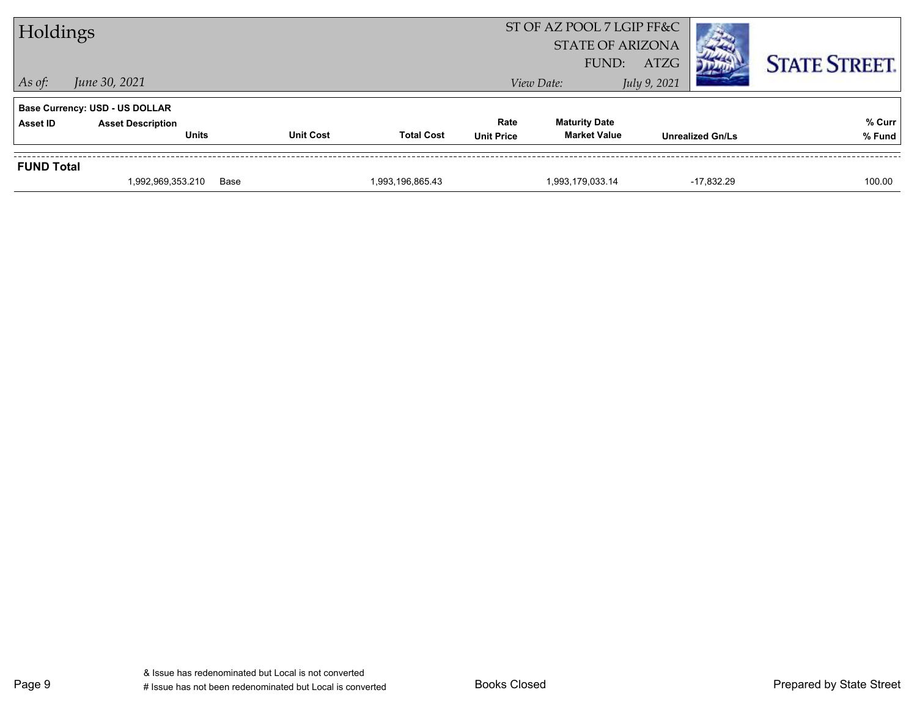# Holdings

*As of:* *June 30, 2021*

ST OF AZ POOL 7 LGIP FF&C
STATE OF ARIZONA
FUND: ATZG

*View Date:* *July 9, 2021*

STATE STREET.

**Base Currency: USD - US DOLLAR**

| Asset ID | Asset Description / Units | | Unit Cost | Total Cost | Rate / Unit Price | Maturity Date / Market Value | Unrealized Gn/Ls | % Curr / % Fund |
|---|---|---|---|---|---|---|---|---|
| **FUND Total** | | | | | | | | |
| | 1,992,969,353.210 | Base | | 1,993,196,865.43 | | 1,993,179,033.14 | -17,832.29 | 100.00 |

& Issue has redenominated but Local is not converted
# Issue has not been redenominated but Local is converted

Books Closed

Prepared by State Street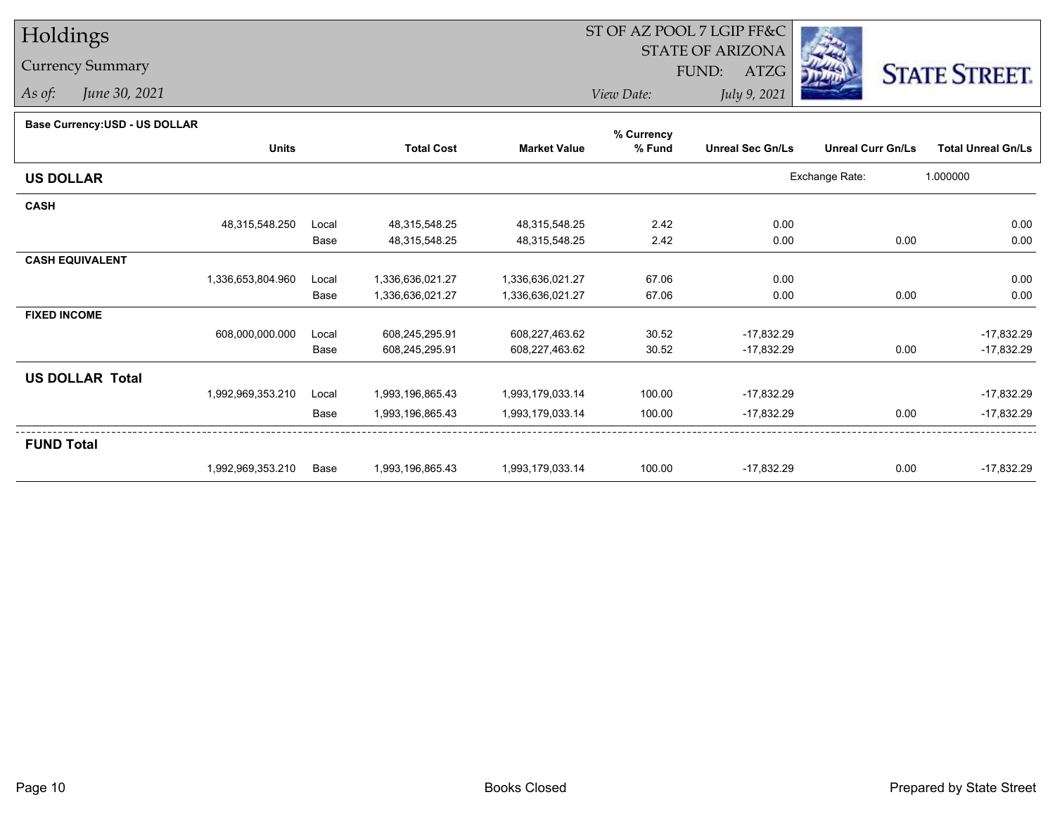# Holdings

## Currency Summary

*As of:* *June 30, 2021*

ST OF AZ POOL 7 LGIP FF&C
STATE OF ARIZONA
FUND: ATZG

*View Date:* *July 9, 2021*

**Base Currency:USD - US DOLLAR**

| | Units | | Total Cost | Market Value | % Currency % Fund | Unreal Sec Gn/Ls | Unreal Curr Gn/Ls | Total Unreal Gn/Ls |
|---|---|---|---|---|---|---|---|---|
| **US DOLLAR** | | | | | | Exchange Rate: | 1.000000 | |
| **CASH** | | | | | | | | |
| | 48,315,548.250 | Local | 48,315,548.25 | 48,315,548.25 | 2.42 | 0.00 | | 0.00 |
| | | Base | 48,315,548.25 | 48,315,548.25 | 2.42 | 0.00 | 0.00 | 0.00 |
| **CASH EQUIVALENT** | | | | | | | | |
| | 1,336,653,804.960 | Local | 1,336,636,021.27 | 1,336,636,021.27 | 67.06 | 0.00 | | 0.00 |
| | | Base | 1,336,636,021.27 | 1,336,636,021.27 | 67.06 | 0.00 | 0.00 | 0.00 |
| **FIXED INCOME** | | | | | | | | |
| | 608,000,000.000 | Local | 608,245,295.91 | 608,227,463.62 | 30.52 | -17,832.29 | | -17,832.29 |
| | | Base | 608,245,295.91 | 608,227,463.62 | 30.52 | -17,832.29 | 0.00 | -17,832.29 |
| **US DOLLAR Total** | | | | | | | | |
| | 1,992,969,353.210 | Local | 1,993,196,865.43 | 1,993,179,033.14 | 100.00 | -17,832.29 | | -17,832.29 |
| | | Base | 1,993,196,865.43 | 1,993,179,033.14 | 100.00 | -17,832.29 | 0.00 | -17,832.29 |
| **FUND Total** | | | | | | | | |
| | 1,992,969,353.210 | Base | 1,993,196,865.43 | 1,993,179,033.14 | 100.00 | -17,832.29 | 0.00 | -17,832.29 |

Books Closed

Prepared by State Street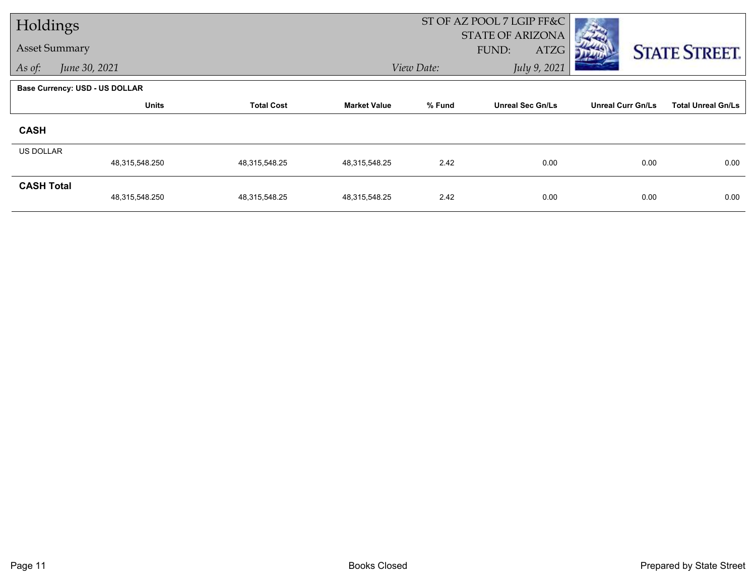# Holdings

## Asset Summary

*As of:* *June 30, 2021*

ST OF AZ POOL 7 LGIP FF&C
STATE OF ARIZONA
FUND: ATZG

*View Date:* *July 9, 2021*

**Base Currency: USD - US DOLLAR**

| | Units | Total Cost | Market Value | % Fund | Unreal Sec Gn/Ls | Unreal Curr Gn/Ls | Total Unreal Gn/Ls |
|---|---|---|---|---|---|---|---|
| **CASH** | | | | | | | |
| US DOLLAR | 48,315,548.250 | 48,315,548.25 | 48,315,548.25 | 2.42 | 0.00 | 0.00 | 0.00 |
| **CASH Total** | 48,315,548.250 | 48,315,548.25 | 48,315,548.25 | 2.42 | 0.00 | 0.00 | 0.00 |

Books Closed

Prepared by State Street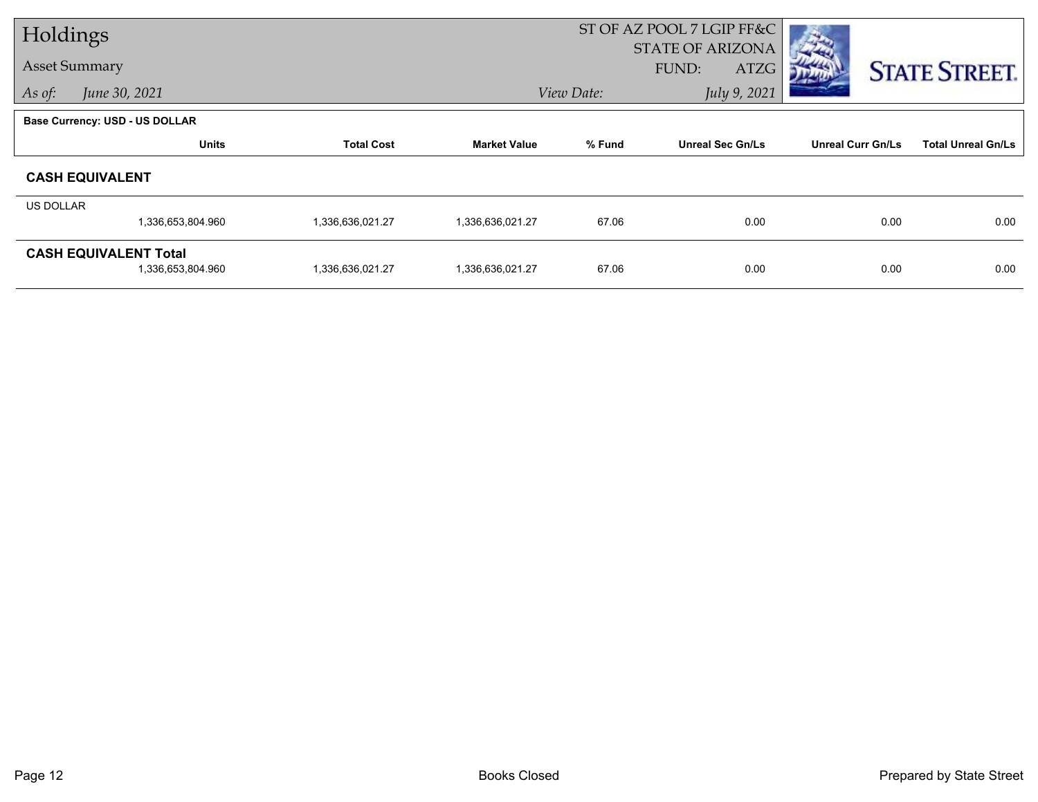# Holdings

## Asset Summary

*As of:* *June 30, 2021*

ST OF AZ POOL 7 LGIP FF&C
STATE OF ARIZONA
FUND: ATZG

*View Date:* *July 9, 2021*

**Base Currency: USD - US DOLLAR**

| | Units | Total Cost | Market Value | % Fund | Unreal Sec Gn/Ls | Unreal Curr Gn/Ls | Total Unreal Gn/Ls |
|---|---|---|---|---|---|---|---|
| **CASH EQUIVALENT** | | | | | | | |
| US DOLLAR | 1,336,653,804.960 | 1,336,636,021.27 | 1,336,636,021.27 | 67.06 | 0.00 | 0.00 | 0.00 |
| **CASH EQUIVALENT Total** | 1,336,653,804.960 | 1,336,636,021.27 | 1,336,636,021.27 | 67.06 | 0.00 | 0.00 | 0.00 |

Books Closed

Prepared by State Street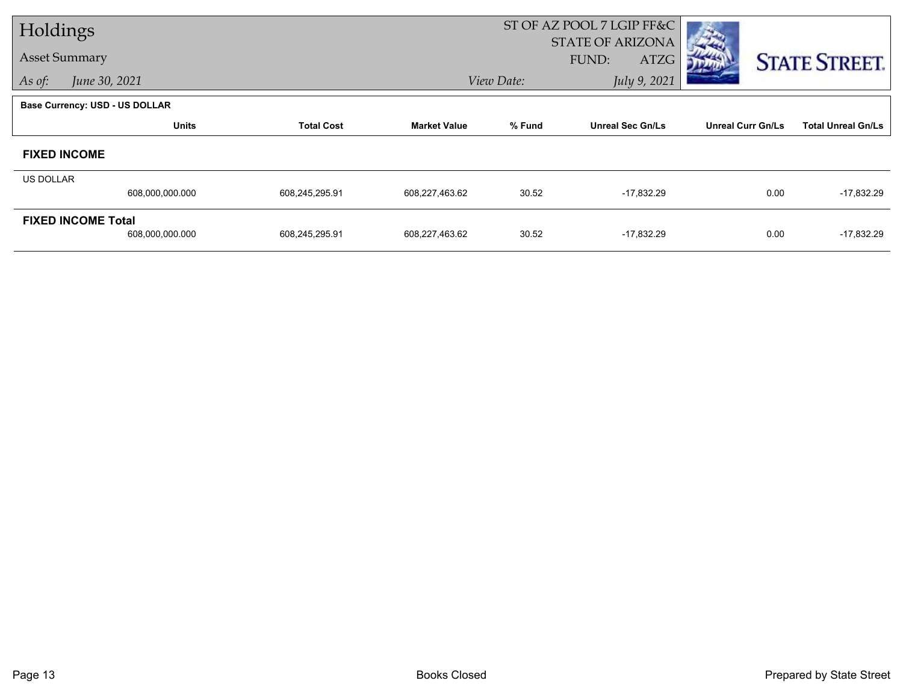# Holdings

## Asset Summary

*As of:* *June 30, 2021*

ST OF AZ POOL 7 LGIP FF&C
STATE OF ARIZONA
FUND: ATZG

*View Date:* *July 9, 2021*

STATE STREET.

**Base Currency: USD - US DOLLAR**

| | Units | Total Cost | Market Value | % Fund | Unreal Sec Gn/Ls | Unreal Curr Gn/Ls | Total Unreal Gn/Ls |
|---|---|---|---|---|---|---|---|
| **FIXED INCOME** | | | | | | | |
| US DOLLAR | 608,000,000.000 | 608,245,295.91 | 608,227,463.62 | 30.52 | -17,832.29 | 0.00 | -17,832.29 |
| **FIXED INCOME Total** | 608,000,000.000 | 608,245,295.91 | 608,227,463.62 | 30.52 | -17,832.29 | 0.00 | -17,832.29 |

Books Closed

Prepared by State Street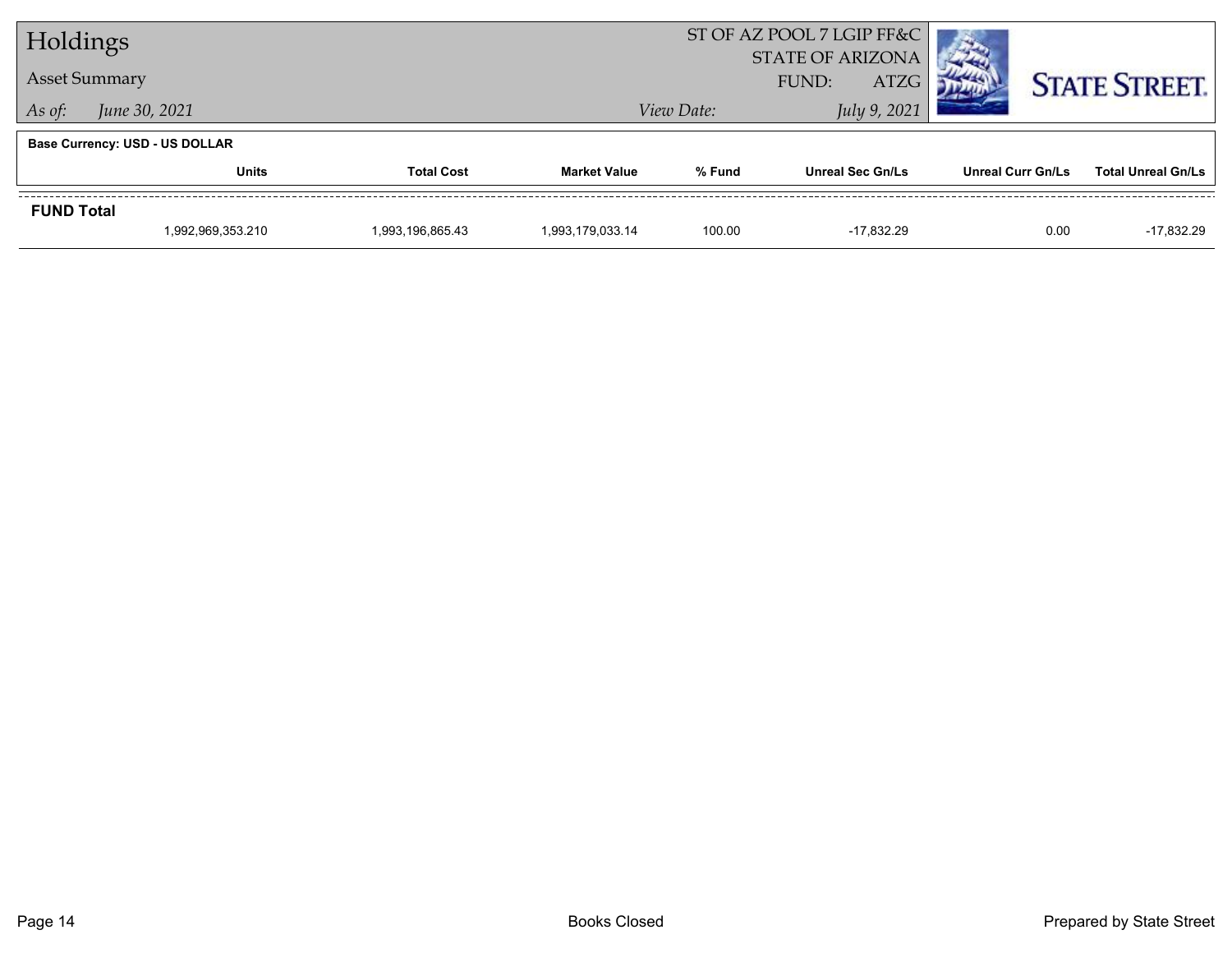# Holdings

**Asset Summary**

*As of:* *June 30, 2021*

ST OF AZ POOL 7 LGIP FF&C
STATE OF ARIZONA
FUND: ATZG

*View Date:* *July 9, 2021*

**Base Currency: USD - US DOLLAR**

| | Units | Total Cost | Market Value | % Fund | Unreal Sec Gn/Ls | Unreal Curr Gn/Ls | Total Unreal Gn/Ls |
|---|---|---|---|---|---|---|---|
| **FUND Total** | 1,992,969,353.210 | 1,993,196,865.43 | 1,993,179,033.14 | 100.00 | -17,832.29 | 0.00 | -17,832.29 |

Books Closed

Prepared by State Street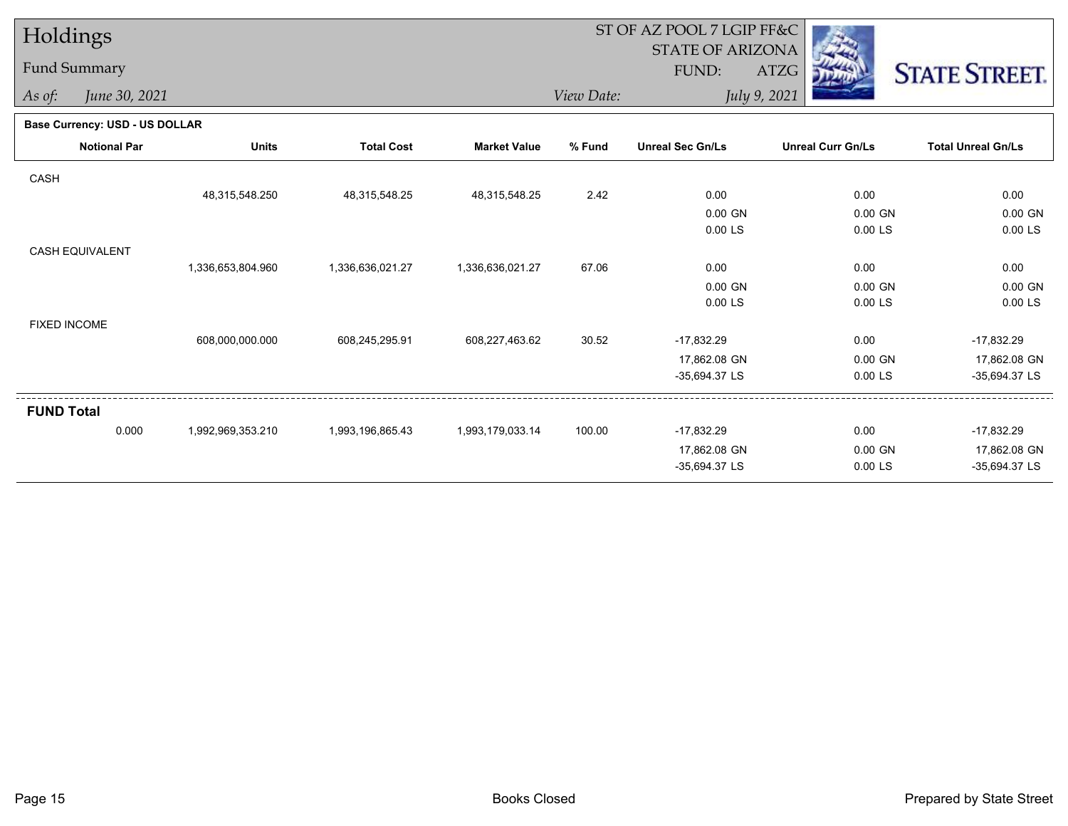# Holdings

Fund Summary

*As of:* *June 30, 2021*

ST OF AZ POOL 7 LGIP FF&C
STATE OF ARIZONA
FUND: ATZG

*View Date:* *July 9, 2021*

STATE STREET.

**Base Currency: USD - US DOLLAR**

| Notional Par | Units | Total Cost | Market Value | % Fund | Unreal Sec Gn/Ls | Unreal Curr Gn/Ls | Total Unreal Gn/Ls |
|---|---|---|---|---|---|---|---|
| CASH | | | | | | | |
| | 48,315,548.250 | 48,315,548.25 | 48,315,548.25 | 2.42 | 0.00 | 0.00 | 0.00 |
| | | | | | 0.00 GN | 0.00 GN | 0.00 GN |
| | | | | | 0.00 LS | 0.00 LS | 0.00 LS |
| CASH EQUIVALENT | | | | | | | |
| | 1,336,653,804.960 | 1,336,636,021.27 | 1,336,636,021.27 | 67.06 | 0.00 | 0.00 | 0.00 |
| | | | | | 0.00 GN | 0.00 GN | 0.00 GN |
| | | | | | 0.00 LS | 0.00 LS | 0.00 LS |
| FIXED INCOME | | | | | | | |
| | 608,000,000.000 | 608,245,295.91 | 608,227,463.62 | 30.52 | -17,832.29 | 0.00 | -17,832.29 |
| | | | | | 17,862.08 GN | 0.00 GN | 17,862.08 GN |
| | | | | | -35,694.37 LS | 0.00 LS | -35,694.37 LS |
| **FUND Total** | | | | | | | |
| 0.000 | 1,992,969,353.210 | 1,993,196,865.43 | 1,993,179,033.14 | 100.00 | -17,832.29 | 0.00 | -17,832.29 |
| | | | | | 17,862.08 GN | 0.00 GN | 17,862.08 GN |
| | | | | | -35,694.37 LS | 0.00 LS | -35,694.37 LS |

Books Closed

Prepared by State Street